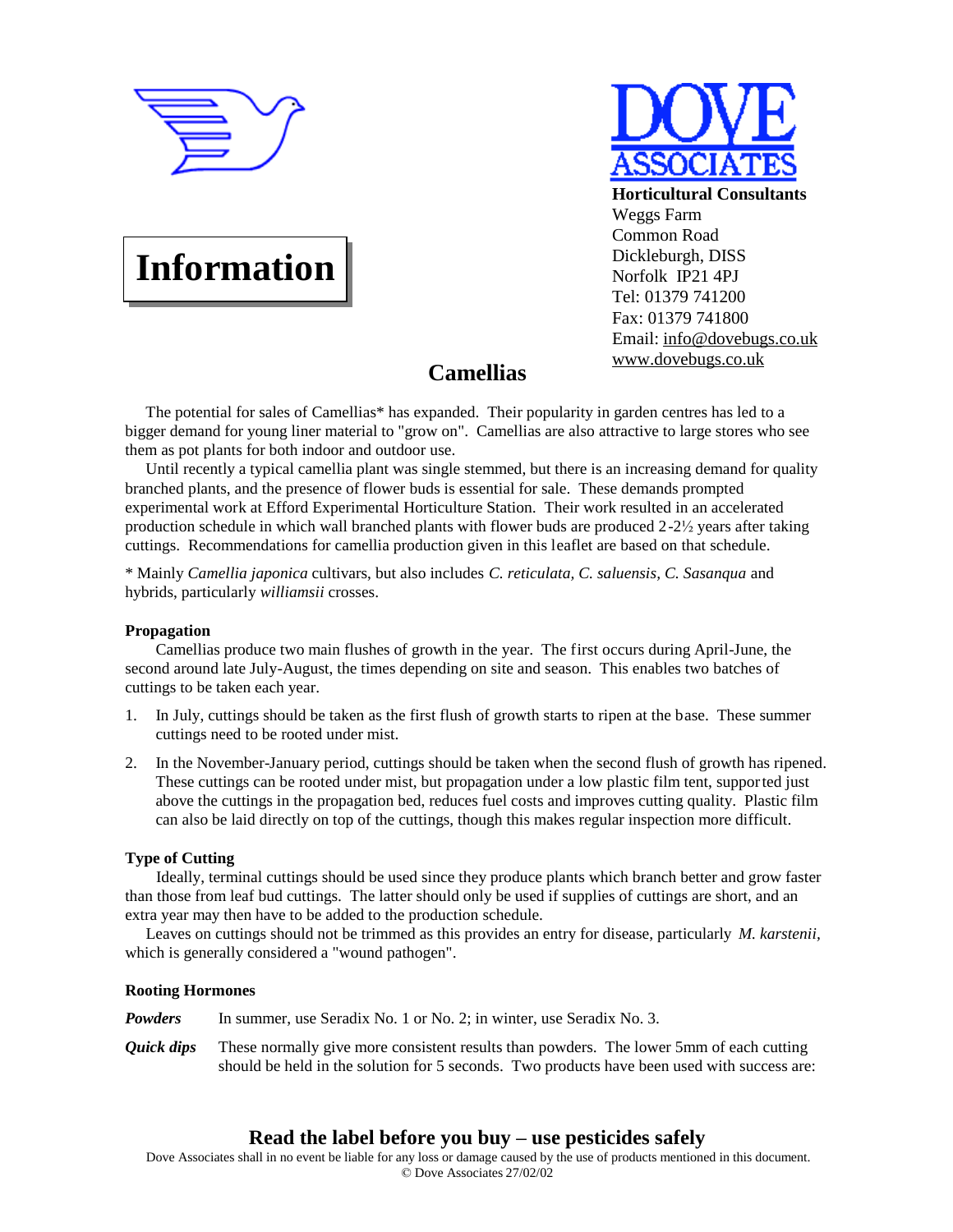# Information

**DOVE ASSOCIATES**

**Horticultural Consultants**
Weggs Farm
Common Road
Dickleburgh, DISS
Norfolk IP21 4PJ
Tel: 01379 741200
Fax: 01379 741800
Email: info@dovebugs.co.uk
www.dovebugs.co.uk

## Camellias

The potential for sales of Camellias* has expanded. Their popularity in garden centres has led to a bigger demand for young liner material to "grow on". Camellias are also attractive to large stores who see them as pot plants for both indoor and outdoor use.

Until recently a typical camellia plant was single stemmed, but there is an increasing demand for quality branched plants, and the presence of flower buds is essential for sale. These demands prompted experimental work at Efford Experimental Horticulture Station. Their work resulted in an accelerated production schedule in which wall branched plants with flower buds are produced 2-2½ years after taking cuttings. Recommendations for camellia production given in this leaflet are based on that schedule.

\* Mainly *Camellia japonica* cultivars, but also includes *C. reticulata, C. saluensis, C. Sasanqua* and hybrids, particularly *williamsii* crosses.

### Propagation

Camellias produce two main flushes of growth in the year. The first occurs during April-June, the second around late July-August, the times depending on site and season. This enables two batches of cuttings to be taken each year.

1. In July, cuttings should be taken as the first flush of growth starts to ripen at the base. These summer cuttings need to be rooted under mist.
2. In the November-January period, cuttings should be taken when the second flush of growth has ripened. These cuttings can be rooted under mist, but propagation under a low plastic film tent, supported just above the cuttings in the propagation bed, reduces fuel costs and improves cutting quality. Plastic film can also be laid directly on top of the cuttings, though this makes regular inspection more difficult.

### Type of Cutting

Ideally, terminal cuttings should be used since they produce plants which branch better and grow faster than those from leaf bud cuttings. The latter should only be used if supplies of cuttings are short, and an extra year may then have to be added to the production schedule.

Leaves on cuttings should not be trimmed as this provides an entry for disease, particularly *M. karstenii,* which is generally considered a "wound pathogen".

### Rooting Hormones

***Powders*** In summer, use Seradix No. 1 or No. 2; in winter, use Seradix No. 3.

***Quick dips*** These normally give more consistent results than powders. The lower 5mm of each cutting should be held in the solution for 5 seconds. Two products have been used with success are:

**Read the label before you buy – use pesticides safely**

Dove Associates shall in no event be liable for any loss or damage caused by the use of products mentioned in this document.
© Dove Associates 27/02/02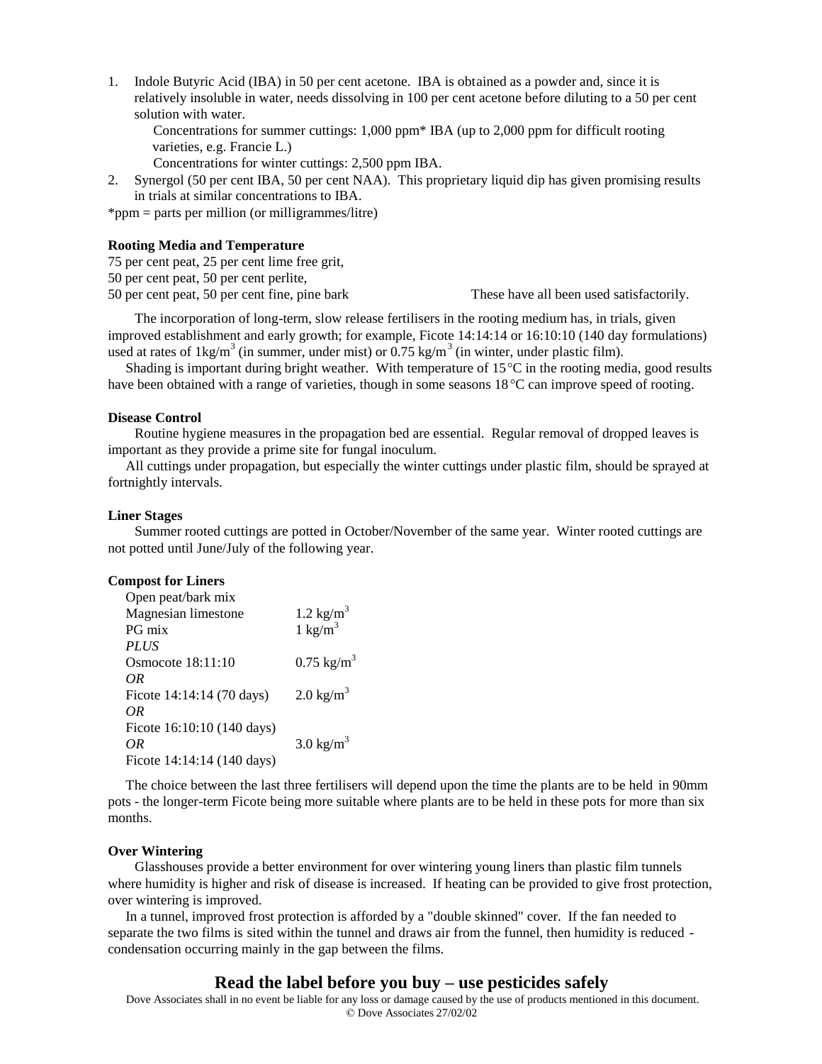1. Indole Butyric Acid (IBA) in 50 per cent acetone. IBA is obtained as a powder and, since it is relatively insoluble in water, needs dissolving in 100 per cent acetone before diluting to a 50 per cent solution with water.

   Concentrations for summer cuttings: 1,000 ppm* IBA (up to 2,000 ppm for difficult rooting varieties, e.g. Francie L.)

   Concentrations for winter cuttings: 2,500 ppm IBA.

2. Synergol (50 per cent IBA, 50 per cent NAA). This proprietary liquid dip has given promising results in trials at similar concentrations to IBA.

*ppm = parts per million (or milligrammes/litre)

**Rooting Media and Temperature**

75 per cent peat, 25 per cent lime free grit,
50 per cent peat, 50 per cent perlite,
50 per cent peat, 50 per cent fine, pine bark — These have all been used satisfactorily.

The incorporation of long-term, slow release fertilisers in the rooting medium has, in trials, given improved establishment and early growth; for example, Ficote 14:14:14 or 16:10:10 (140 day formulations) used at rates of 1kg/m$^3$ (in summer, under mist) or 0.75 kg/m$^3$ (in winter, under plastic film).

Shading is important during bright weather. With temperature of 15°C in the rooting media, good results have been obtained with a range of varieties, though in some seasons 18°C can improve speed of rooting.

**Disease Control**

Routine hygiene measures in the propagation bed are essential. Regular removal of dropped leaves is important as they provide a prime site for fungal inoculum.

All cuttings under propagation, but especially the winter cuttings under plastic film, should be sprayed at fortnightly intervals.

**Liner Stages**

Summer rooted cuttings are potted in October/November of the same year. Winter rooted cuttings are not potted until June/July of the following year.

**Compost for Liners**

| | |
|---|---|
| Open peat/bark mix | |
| Magnesian limestone | 1.2 kg/m$^3$ |
| PG mix | 1 kg/m$^3$ |
| *PLUS* | |
| Osmocote 18:11:10 | 0.75 kg/m$^3$ |
| *OR* | |
| Ficote 14:14:14 (70 days) | 2.0 kg/m$^3$ |
| *OR* | |
| Ficote 16:10:10 (140 days) | |
| *OR* | 3.0 kg/m$^3$ |
| Ficote 14:14:14 (140 days) | |

The choice between the last three fertilisers will depend upon the time the plants are to be held in 90mm pots - the longer-term Ficote being more suitable where plants are to be held in these pots for more than six months.

**Over Wintering**

Glasshouses provide a better environment for over wintering young liners than plastic film tunnels where humidity is higher and risk of disease is increased. If heating can be provided to give frost protection, over wintering is improved.

In a tunnel, improved frost protection is afforded by a "double skinned" cover. If the fan needed to separate the two films is sited within the tunnel and draws air from the funnel, then humidity is reduced - condensation occurring mainly in the gap between the films.

**Read the label before you buy – use pesticides safely**

Dove Associates shall in no event be liable for any loss or damage caused by the use of products mentioned in this document.
© Dove Associates 27/02/02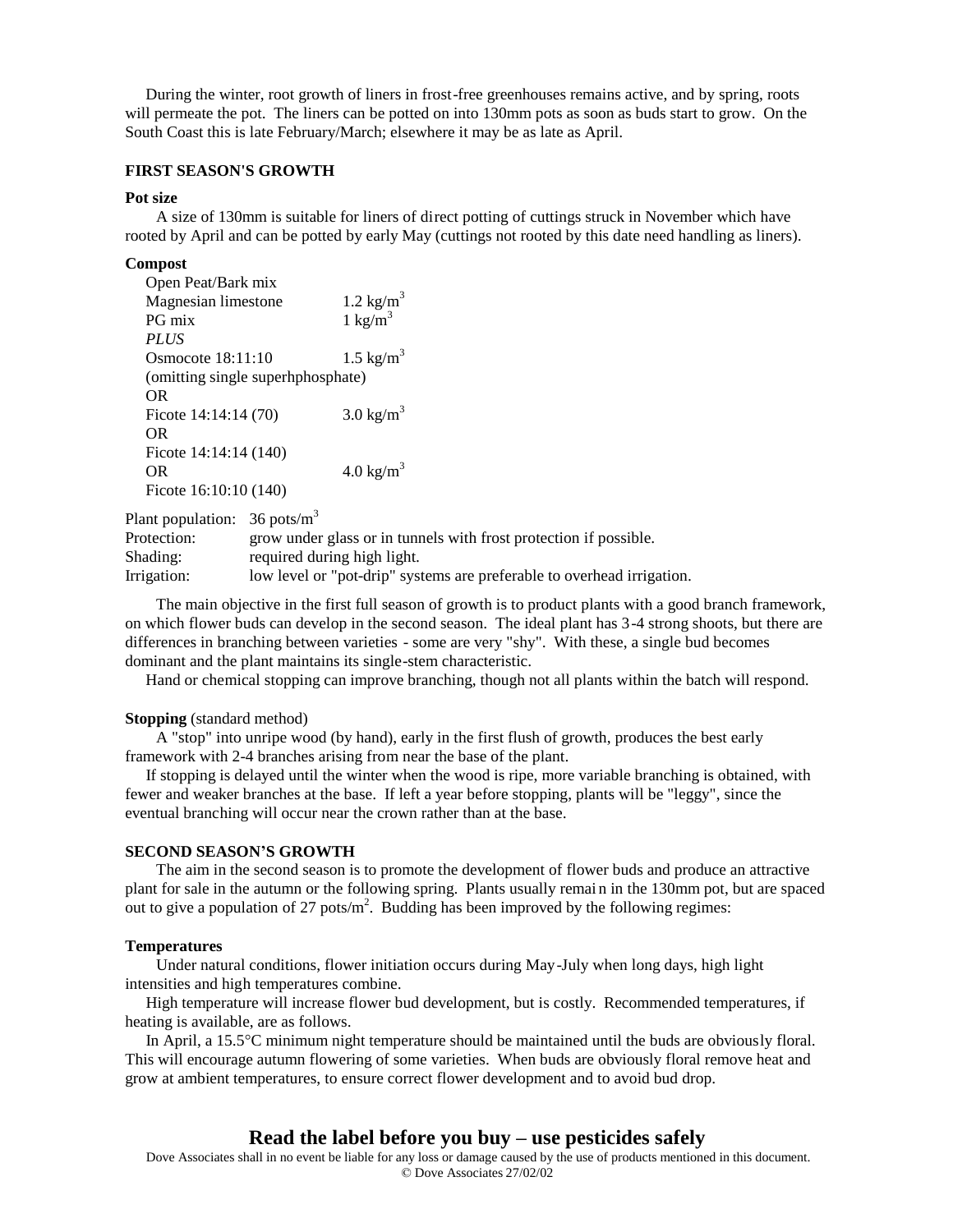During the winter, root growth of liners in frost-free greenhouses remains active, and by spring, roots will permeate the pot. The liners can be potted on into 130mm pots as soon as buds start to grow. On the South Coast this is late February/March; elsewhere it may be as late as April.

### FIRST SEASON'S GROWTH

**Pot size**

A size of 130mm is suitable for liners of direct potting of cuttings struck in November which have rooted by April and can be potted by early May (cuttings not rooted by this date need handling as liners).

**Compost**

| | |
|---|---|
| Open Peat/Bark mix | |
| Magnesian limestone | 1.2 kg/m$^3$ |
| PG mix | 1 kg/m$^3$ |
| *PLUS* | |
| Osmocote 18:11:10 | 1.5 kg/m$^3$ |
| (omitting single superhphosphate) | |
| OR | |
| Ficote 14:14:14 (70) | 3.0 kg/m$^3$ |
| OR | |
| Ficote 14:14:14 (140) | |
| OR | 4.0 kg/m$^3$ |
| Ficote 16:10:10 (140) | |

| | |
|---|---|
| Plant population: | 36 pots/m$^3$ |
| Protection: | grow under glass or in tunnels with frost protection if possible. |
| Shading: | required during high light. |
| Irrigation: | low level or "pot-drip" systems are preferable to overhead irrigation. |

The main objective in the first full season of growth is to product plants with a good branch framework, on which flower buds can develop in the second season. The ideal plant has 3-4 strong shoots, but there are differences in branching between varieties - some are very "shy". With these, a single bud becomes dominant and the plant maintains its single-stem characteristic.

Hand or chemical stopping can improve branching, though not all plants within the batch will respond.

**Stopping** (standard method)

A "stop" into unripe wood (by hand), early in the first flush of growth, produces the best early framework with 2-4 branches arising from near the base of the plant.

If stopping is delayed until the winter when the wood is ripe, more variable branching is obtained, with fewer and weaker branches at the base. If left a year before stopping, plants will be "leggy", since the eventual branching will occur near the crown rather than at the base.

### SECOND SEASON'S GROWTH

The aim in the second season is to promote the development of flower buds and produce an attractive plant for sale in the autumn or the following spring. Plants usually remain in the 130mm pot, but are spaced out to give a population of 27 pots/m$^2$. Budding has been improved by the following regimes:

**Temperatures**

Under natural conditions, flower initiation occurs during May-July when long days, high light intensities and high temperatures combine.

High temperature will increase flower bud development, but is costly. Recommended temperatures, if heating is available, are as follows.

In April, a 15.5°C minimum night temperature should be maintained until the buds are obviously floral. This will encourage autumn flowering of some varieties. When buds are obviously floral remove heat and grow at ambient temperatures, to ensure correct flower development and to avoid bud drop.

**Read the label before you buy – use pesticides safely**

Dove Associates shall in no event be liable for any loss or damage caused by the use of products mentioned in this document.
© Dove Associates 27/02/02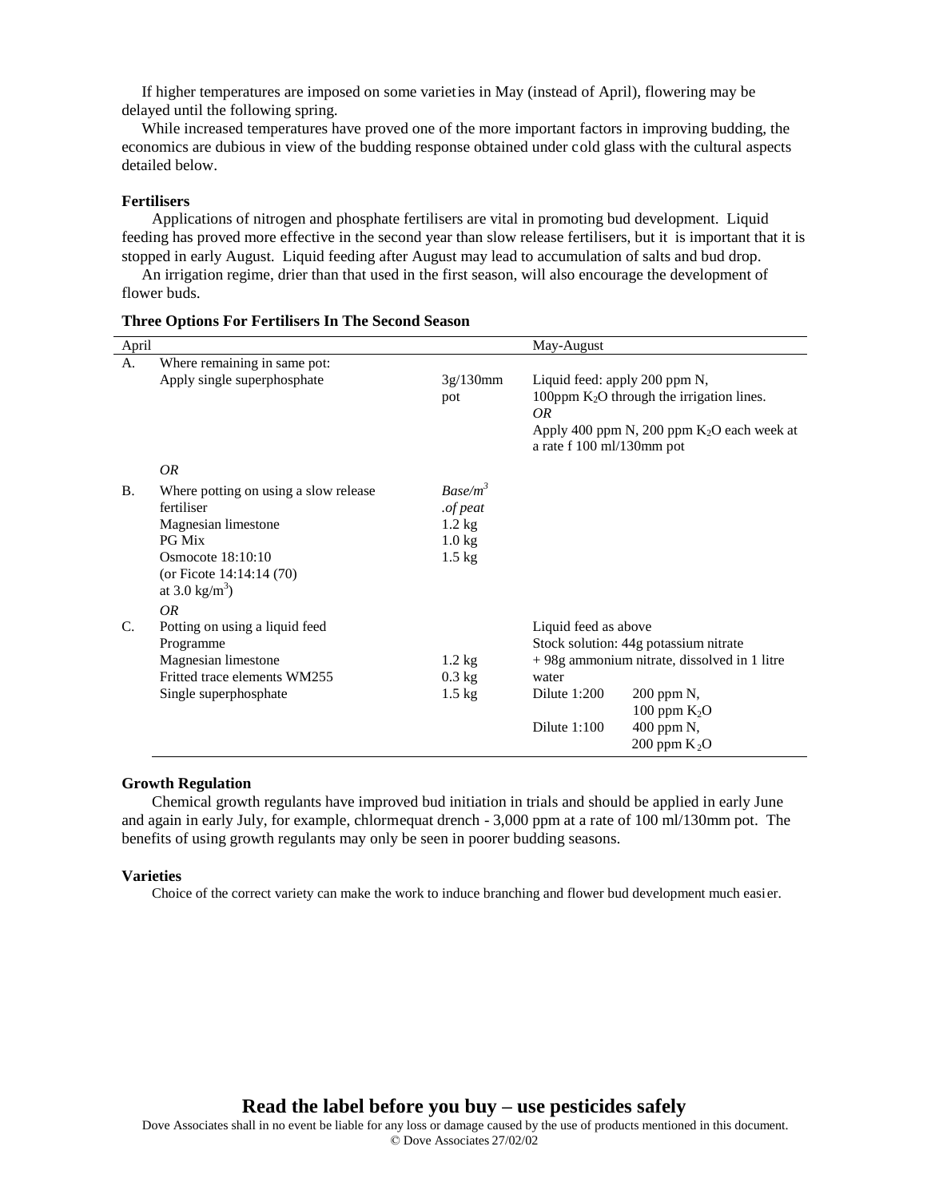If higher temperatures are imposed on some varieties in May (instead of April), flowering may be delayed until the following spring.

While increased temperatures have proved one of the more important factors in improving budding, the economics are dubious in view of the budding response obtained under cold glass with the cultural aspects detailed below.

**Fertilisers**

Applications of nitrogen and phosphate fertilisers are vital in promoting bud development. Liquid feeding has proved more effective in the second year than slow release fertilisers, but it is important that it is stopped in early August. Liquid feeding after August may lead to accumulation of salts and bud drop.

An irrigation regime, drier than that used in the first season, will also encourage the development of flower buds.

**Three Options For Fertilisers In The Second Season**

| April | | | May-August | |
|---|---|---|---|---|
| A. | Where remaining in same pot:<br>Apply single superphosphate | 3g/130mm pot | Liquid feed: apply 200 ppm N, 100ppm $K_2O$ through the irrigation lines.<br>*OR*<br>Apply 400 ppm N, 200 ppm $K_2O$ each week at a rate f 100 ml/130mm pot | |
| | *OR* | | | |
| B. | Where potting on using a slow release fertiliser | *Base/m$^3$ .of peat* | | |
| | Magnesian limestone | 1.2 kg | | |
| | PG Mix | 1.0 kg | | |
| | Osmocote 18:10:10 (or Ficote 14:14:14 (70) at 3.0 kg/m$^3$) | 1.5 kg | | |
| | *OR* | | | |
| C. | Potting on using a liquid feed Programme | | Liquid feed as above<br>Stock solution: 44g potassium nitrate + 98g ammonium nitrate, dissolved in 1 litre water | |
| | Magnesian limestone | 1.2 kg | | |
| | Fritted trace elements WM255 | 0.3 kg | | |
| | Single superphosphate | 1.5 kg | Dilute 1:200 | 200 ppm N, 100 ppm $K_2O$ |
| | | | Dilute 1:100 | 400 ppm N, 200 ppm $K_2O$ |

**Growth Regulation**

Chemical growth regulants have improved bud initiation in trials and should be applied in early June and again in early July, for example, chlormequat drench - 3,000 ppm at a rate of 100 ml/130mm pot. The benefits of using growth regulants may only be seen in poorer budding seasons.

**Varieties**

Choice of the correct variety can make the work to induce branching and flower bud development much easier.

**Read the label before you buy – use pesticides safely**

Dove Associates shall in no event be liable for any loss or damage caused by the use of products mentioned in this document.
© Dove Associates 27/02/02